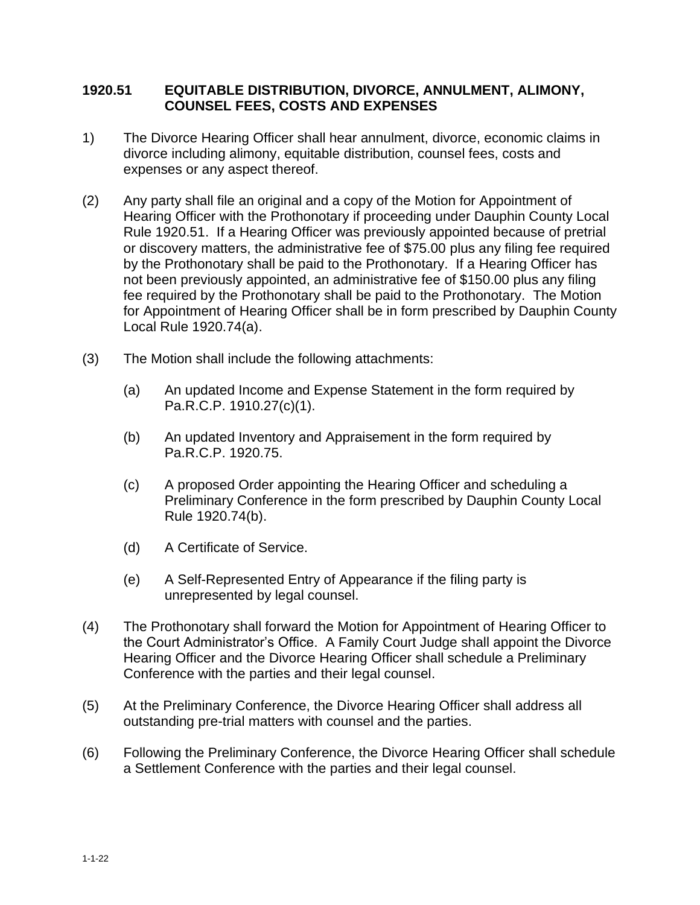## 1920.51 EQUITABLE DISTRIBUTION, DIVORCE, ANNULMENT, ALIMONY, COUNSEL FEES, COSTS AND EXPENSES

1) The Divorce Hearing Officer shall hear annulment, divorce, economic claims in divorce including alimony, equitable distribution, counsel fees, costs and expenses or any aspect thereof.

(2) Any party shall file an original and a copy of the Motion for Appointment of Hearing Officer with the Prothonotary if proceeding under Dauphin County Local Rule 1920.51. If a Hearing Officer was previously appointed because of pretrial or discovery matters, the administrative fee of $75.00 plus any filing fee required by the Prothonotary shall be paid to the Prothonotary. If a Hearing Officer has not been previously appointed, an administrative fee of $150.00 plus any filing fee required by the Prothonotary shall be paid to the Prothonotary. The Motion for Appointment of Hearing Officer shall be in form prescribed by Dauphin County Local Rule 1920.74(a).

(3) The Motion shall include the following attachments:

  (a) An updated Income and Expense Statement in the form required by Pa.R.C.P. 1910.27(c)(1).

  (b) An updated Inventory and Appraisement in the form required by Pa.R.C.P. 1920.75.

  (c) A proposed Order appointing the Hearing Officer and scheduling a Preliminary Conference in the form prescribed by Dauphin County Local Rule 1920.74(b).

  (d) A Certificate of Service.

  (e) A Self-Represented Entry of Appearance if the filing party is unrepresented by legal counsel.

(4) The Prothonotary shall forward the Motion for Appointment of Hearing Officer to the Court Administrator's Office. A Family Court Judge shall appoint the Divorce Hearing Officer and the Divorce Hearing Officer shall schedule a Preliminary Conference with the parties and their legal counsel.

(5) At the Preliminary Conference, the Divorce Hearing Officer shall address all outstanding pre-trial matters with counsel and the parties.

(6) Following the Preliminary Conference, the Divorce Hearing Officer shall schedule a Settlement Conference with the parties and their legal counsel.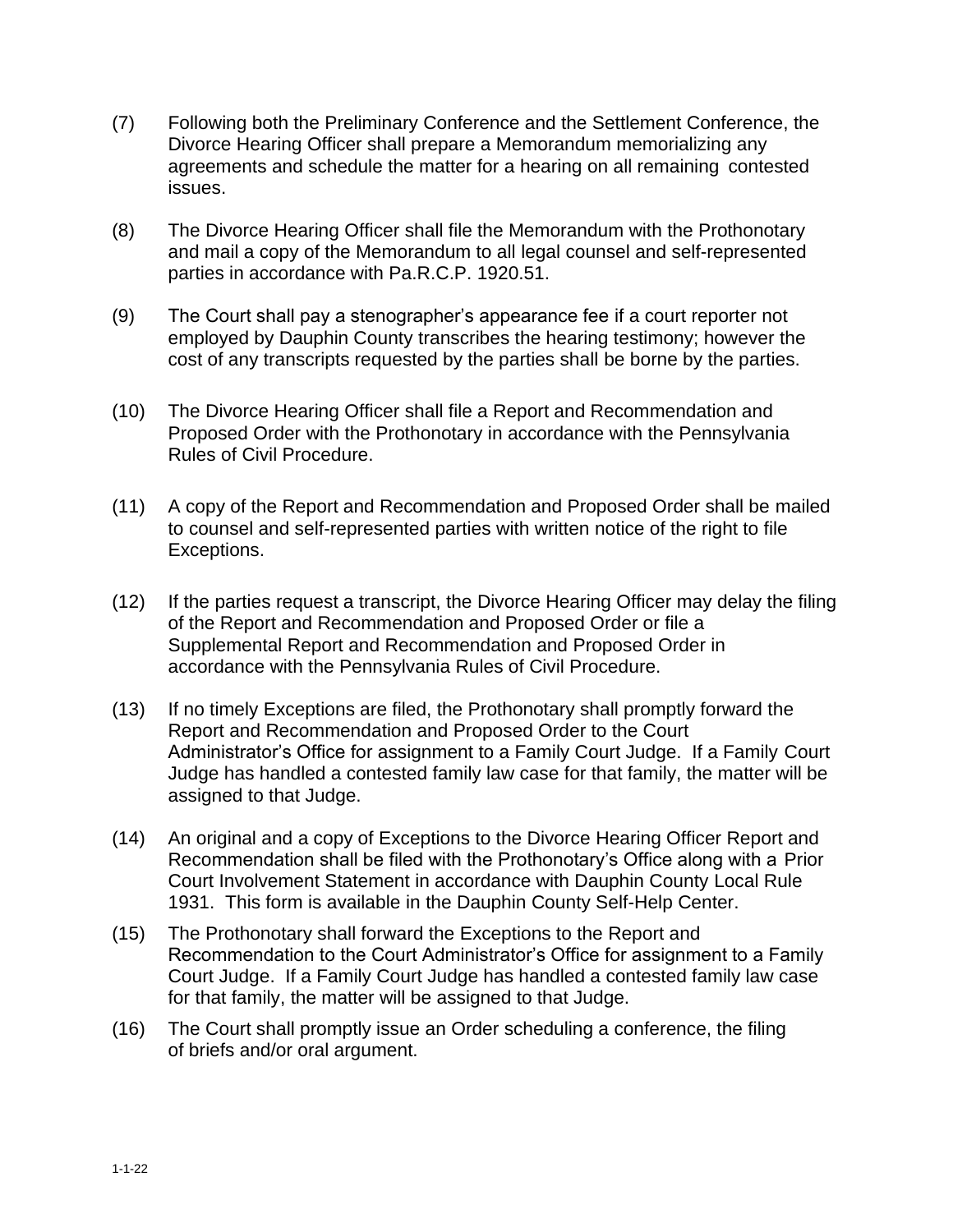(7) Following both the Preliminary Conference and the Settlement Conference, the Divorce Hearing Officer shall prepare a Memorandum memorializing any agreements and schedule the matter for a hearing on all remaining contested issues.

(8) The Divorce Hearing Officer shall file the Memorandum with the Prothonotary and mail a copy of the Memorandum to all legal counsel and self-represented parties in accordance with Pa.R.C.P. 1920.51.

(9) The Court shall pay a stenographer's appearance fee if a court reporter not employed by Dauphin County transcribes the hearing testimony; however the cost of any transcripts requested by the parties shall be borne by the parties.

(10) The Divorce Hearing Officer shall file a Report and Recommendation and Proposed Order with the Prothonotary in accordance with the Pennsylvania Rules of Civil Procedure.

(11) A copy of the Report and Recommendation and Proposed Order shall be mailed to counsel and self-represented parties with written notice of the right to file Exceptions.

(12) If the parties request a transcript, the Divorce Hearing Officer may delay the filing of the Report and Recommendation and Proposed Order or file a Supplemental Report and Recommendation and Proposed Order in accordance with the Pennsylvania Rules of Civil Procedure.

(13) If no timely Exceptions are filed, the Prothonotary shall promptly forward the Report and Recommendation and Proposed Order to the Court Administrator's Office for assignment to a Family Court Judge. If a Family Court Judge has handled a contested family law case for that family, the matter will be assigned to that Judge.

(14) An original and a copy of Exceptions to the Divorce Hearing Officer Report and Recommendation shall be filed with the Prothonotary's Office along with a Prior Court Involvement Statement in accordance with Dauphin County Local Rule 1931. This form is available in the Dauphin County Self-Help Center.

(15) The Prothonotary shall forward the Exceptions to the Report and Recommendation to the Court Administrator's Office for assignment to a Family Court Judge. If a Family Court Judge has handled a contested family law case for that family, the matter will be assigned to that Judge.

(16) The Court shall promptly issue an Order scheduling a conference, the filing of briefs and/or oral argument.

1-1-22